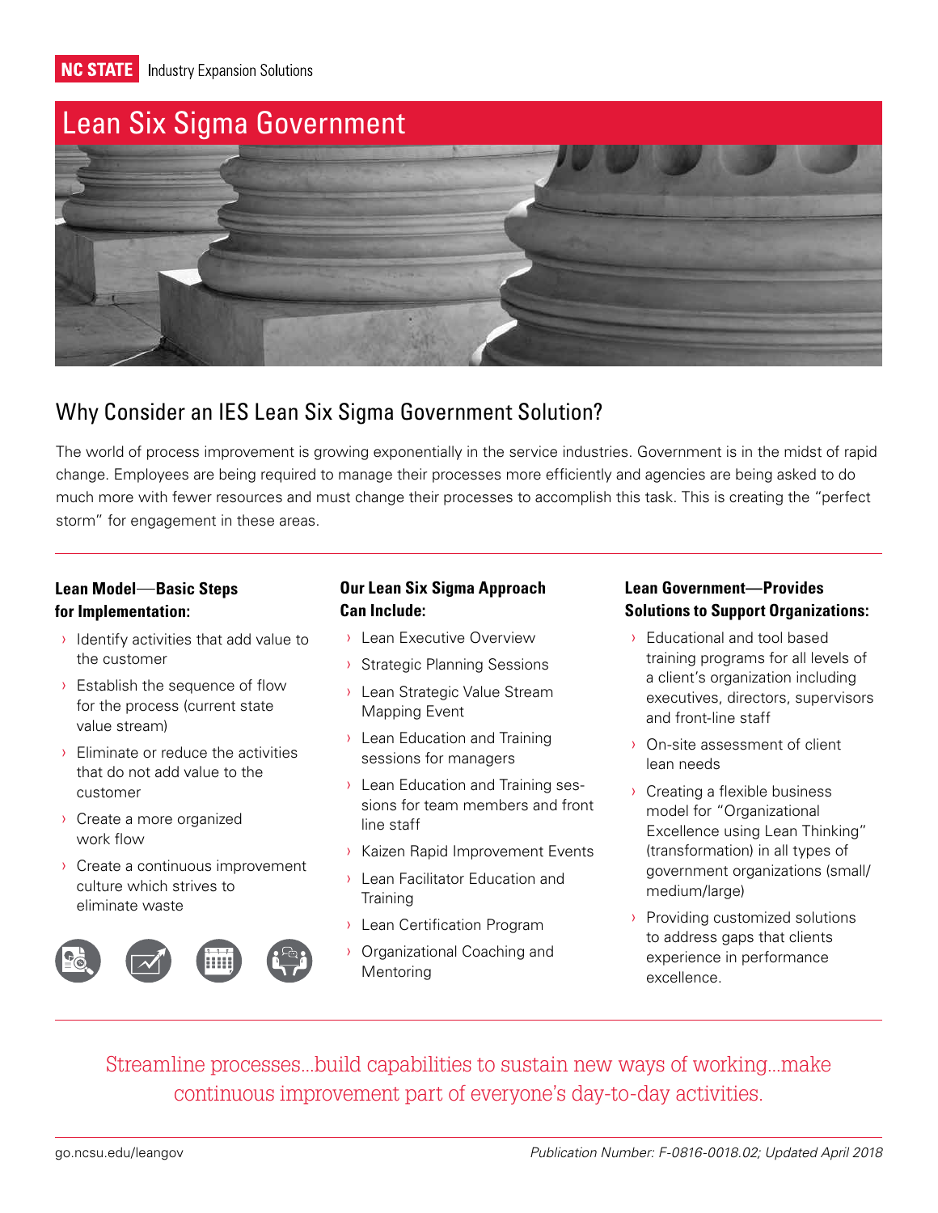NC STATE Industry Expansion Solutions

# Lean Six Sigma Government

## Why Consider an IES Lean Six Sigma Government Solution?

The world of process improvement is growing exponentially in the service industries. Government is in the midst of rapid change. Employees are being required to manage their processes more efficiently and agencies are being asked to do much more with fewer resources and must change their processes to accomplish this task. This is creating the "perfect storm" for engagement in these areas.

### Lean Model—Basic Steps for Implementation:

- Identify activities that add value to the customer
- Establish the sequence of flow for the process (current state value stream)
- Eliminate or reduce the activities that do not add value to the customer
- Create a more organized work flow
- Create a continuous improvement culture which strives to eliminate waste

### Our Lean Six Sigma Approach Can Include:

- Lean Executive Overview
- Strategic Planning Sessions
- Lean Strategic Value Stream Mapping Event
- Lean Education and Training sessions for managers
- Lean Education and Training sessions for team members and front line staff
- Kaizen Rapid Improvement Events
- Lean Facilitator Education and Training
- Lean Certification Program
- Organizational Coaching and Mentoring

### Lean Government—Provides Solutions to Support Organizations:

- Educational and tool based training programs for all levels of a client's organization including executives, directors, supervisors and front-line staff
- On-site assessment of client lean needs
- Creating a flexible business model for "Organizational Excellence using Lean Thinking" (transformation) in all types of government organizations (small/medium/large)
- Providing customized solutions to address gaps that clients experience in performance excellence.

Streamline processes...build capabilities to sustain new ways of working...make continuous improvement part of everyone's day-to-day activities.

go.ncsu.edu/leangov

*Publication Number: F-0816-0018.02; Updated April 2018*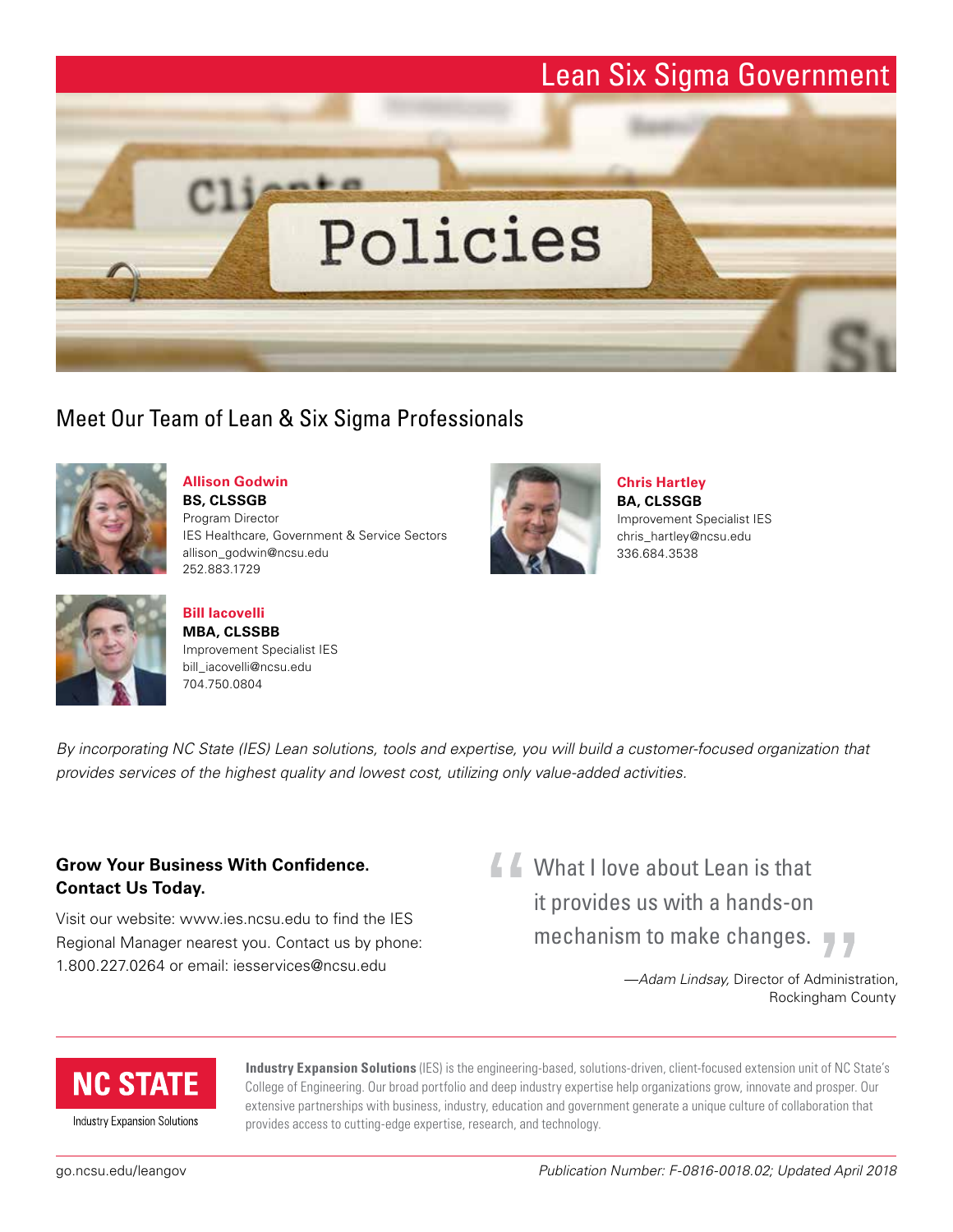# Lean Six Sigma Government

## Meet Our Team of Lean & Six Sigma Professionals

**Allison Godwin**
**BS, CLSSGB**
Program Director
IES Healthcare, Government & Service Sectors
allison_godwin@ncsu.edu
252.883.1729

**Chris Hartley**
**BA, CLSSGB**
Improvement Specialist IES
chris_hartley@ncsu.edu
336.684.3538

**Bill Iacovelli**
**MBA, CLSSBB**
Improvement Specialist IES
bill_iacovelli@ncsu.edu
704.750.0804

*By incorporating NC State (IES) Lean solutions, tools and expertise, you will build a customer-focused organization that provides services of the highest quality and lowest cost, utilizing only value-added activities.*

**Grow Your Business With Confidence. Contact Us Today.**

Visit our website: www.ies.ncsu.edu to find the IES Regional Manager nearest you. Contact us by phone: 1.800.227.0264 or email: iesservices@ncsu.edu

> "What I love about Lean is that it provides us with a hands-on mechanism to make changes."
>
> —*Adam Lindsay,* Director of Administration, Rockingham County

NC STATE
Industry Expansion Solutions

**Industry Expansion Solutions** (IES) is the engineering-based, solutions-driven, client-focused extension unit of NC State's College of Engineering. Our broad portfolio and deep industry expertise help organizations grow, innovate and prosper. Our extensive partnerships with business, industry, education and government generate a unique culture of collaboration that provides access to cutting-edge expertise, research, and technology.

go.ncsu.edu/leangov

*Publication Number: F-0816-0018.02; Updated April 2018*